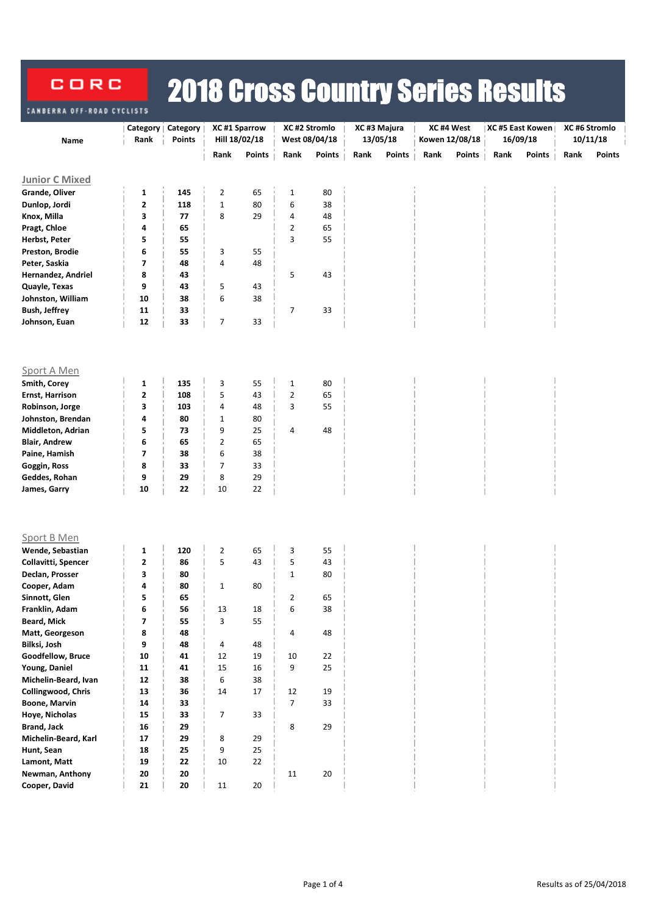CORC
CANBERRA OFF-ROAD CYCLISTS

# 2018 Cross Country Series Results

| Name | Category Rank | Category Points | XC #1 Sparrow Hill 18/02/18 | | XC #2 Stromlo West 08/04/18 | | XC #3 Majura 13/05/18 | | XC #4 West Kowen 12/08/18 | | XC #5 East Kowen 16/09/18 | | XC #6 Stromlo 10/11/18 | |
|---|---|---|---|---|---|---|---|---|---|---|---|---|---|---|
| | | | Rank | Points | Rank | Points | Rank | Points | Rank | Points | Rank | Points | Rank | Points |
| **Junior C Mixed** | | | | | | | | | | | | | | |
| **Grande, Oliver** | **1** | **145** | 2 | 65 | 1 | 80 | | | | | | | | |
| **Dunlop, Jordi** | **2** | **118** | 1 | 80 | 6 | 38 | | | | | | | | |
| **Knox, Milla** | **3** | **77** | 8 | 29 | 4 | 48 | | | | | | | | |
| **Pragt, Chloe** | **4** | **65** | | | 2 | 65 | | | | | | | | |
| **Herbst, Peter** | **5** | **55** | | | 3 | 55 | | | | | | | | |
| **Preston, Brodie** | **6** | **55** | 3 | 55 | | | | | | | | | | |
| **Peter, Saskia** | **7** | **48** | 4 | 48 | | | | | | | | | | |
| **Hernandez, Andriel** | **8** | **43** | | | 5 | 43 | | | | | | | | |
| **Quayle, Texas** | **9** | **43** | 5 | 43 | | | | | | | | | | |
| **Johnston, William** | **10** | **38** | 6 | 38 | | | | | | | | | | |
| **Bush, Jeffrey** | **11** | **33** | | | 7 | 33 | | | | | | | | |
| **Johnson, Euan** | **12** | **33** | 7 | 33 | | | | | | | | | | |
| **Sport A Men** | | | | | | | | | | | | | | |
| **Smith, Corey** | **1** | **135** | 3 | 55 | 1 | 80 | | | | | | | | |
| **Ernst, Harrison** | **2** | **108** | 5 | 43 | 2 | 65 | | | | | | | | |
| **Robinson, Jorge** | **3** | **103** | 4 | 48 | 3 | 55 | | | | | | | | |
| **Johnston, Brendan** | **4** | **80** | 1 | 80 | | | | | | | | | | |
| **Middleton, Adrian** | **5** | **73** | 9 | 25 | 4 | 48 | | | | | | | | |
| **Blair, Andrew** | **6** | **65** | 2 | 65 | | | | | | | | | | |
| **Paine, Hamish** | **7** | **38** | 6 | 38 | | | | | | | | | | |
| **Goggin, Ross** | **8** | **33** | 7 | 33 | | | | | | | | | | |
| **Geddes, Rohan** | **9** | **29** | 8 | 29 | | | | | | | | | | |
| **James, Garry** | **10** | **22** | 10 | 22 | | | | | | | | | | |
| **Sport B Men** | | | | | | | | | | | | | | |
| **Wende, Sebastian** | **1** | **120** | 2 | 65 | 3 | 55 | | | | | | | | |
| **Collavitti, Spencer** | **2** | **86** | 5 | 43 | 5 | 43 | | | | | | | | |
| **Declan, Prosser** | **3** | **80** | | | 1 | 80 | | | | | | | | |
| **Cooper, Adam** | **4** | **80** | 1 | 80 | | | | | | | | | | |
| **Sinnott, Glen** | **5** | **65** | | | 2 | 65 | | | | | | | | |
| **Franklin, Adam** | **6** | **56** | 13 | 18 | 6 | 38 | | | | | | | | |
| **Beard, Mick** | **7** | **55** | 3 | 55 | | | | | | | | | | |
| **Matt, Georgeson** | **8** | **48** | | | 4 | 48 | | | | | | | | |
| **Bilksi, Josh** | **9** | **48** | 4 | 48 | | | | | | | | | | |
| **Goodfellow, Bruce** | **10** | **41** | 12 | 19 | 10 | 22 | | | | | | | | |
| **Young, Daniel** | **11** | **41** | 15 | 16 | 9 | 25 | | | | | | | | |
| **Michelin-Beard, Ivan** | **12** | **38** | 6 | 38 | | | | | | | | | | |
| **Collingwood, Chris** | **13** | **36** | 14 | 17 | 12 | 19 | | | | | | | | |
| **Boone, Marvin** | **14** | **33** | | | 7 | 33 | | | | | | | | |
| **Hoye, Nicholas** | **15** | **33** | 7 | 33 | | | | | | | | | | |
| **Brand, Jack** | **16** | **29** | | | 8 | 29 | | | | | | | | |
| **Michelin-Beard, Karl** | **17** | **29** | 8 | 29 | | | | | | | | | | |
| **Hunt, Sean** | **18** | **25** | 9 | 25 | | | | | | | | | | |
| **Lamont, Matt** | **19** | **22** | 10 | 22 | | | | | | | | | | |
| **Newman, Anthony** | **20** | **20** | | | 11 | 20 | | | | | | | | |
| **Cooper, David** | **21** | **20** | 11 | 20 | | | | | | | | | | |

Results as of 25/04/2018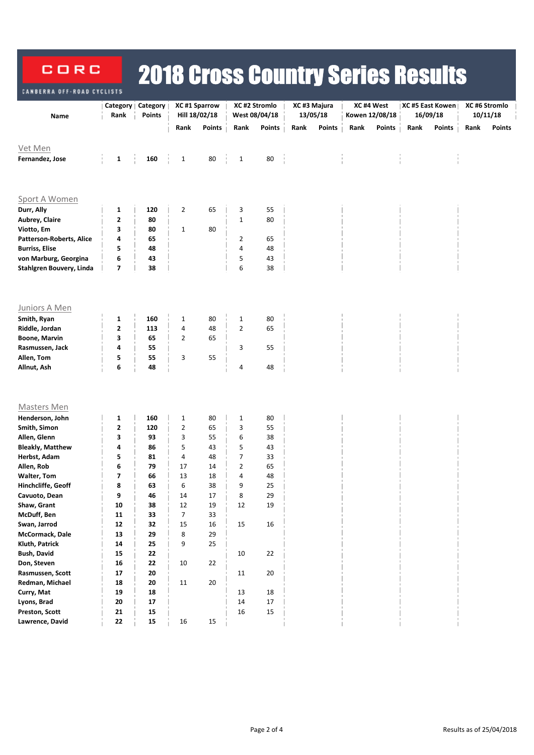CORC
CANBERRA OFF-ROAD CYCLISTS

# 2018 Cross Country Series Results

| Name | Category Rank | Category Points | XC #1 Sparrow Hill 18/02/18 | | XC #2 Stromlo West 08/04/18 | | XC #3 Majura 13/05/18 | | XC #4 West Kowen 12/08/18 | | XC #5 East Kowen 16/09/18 | | XC #6 Stromlo 10/11/18 | |
|---|---|---|---|---|---|---|---|---|---|---|---|---|---|---|
| | | | Rank | Points | Rank | Points | Rank | Points | Rank | Points | Rank | Points | Rank | Points |
| **Vet Men** | | | | | | | | | | | | | | |
| **Fernandez, Jose** | **1** | **160** | 1 | 80 | 1 | 80 | | | | | | | | |
| **Sport A Women** | | | | | | | | | | | | | | |
| **Durr, Ally** | **1** | **120** | 2 | 65 | 3 | 55 | | | | | | | | |
| **Aubrey, Claire** | **2** | **80** | | | 1 | 80 | | | | | | | | |
| **Viotto, Em** | **3** | **80** | 1 | 80 | | | | | | | | | | |
| **Patterson-Roberts, Alice** | **4** | **65** | | | 2 | 65 | | | | | | | | |
| **Burriss, Elise** | **5** | **48** | | | 4 | 48 | | | | | | | | |
| **von Marburg, Georgina** | **6** | **43** | | | 5 | 43 | | | | | | | | |
| **Stahlgren Bouvery, Linda** | **7** | **38** | | | 6 | 38 | | | | | | | | |
| **Juniors A Men** | | | | | | | | | | | | | | |
| **Smith, Ryan** | **1** | **160** | 1 | 80 | 1 | 80 | | | | | | | | |
| **Riddle, Jordan** | **2** | **113** | 4 | 48 | 2 | 65 | | | | | | | | |
| **Boone, Marvin** | **3** | **65** | 2 | 65 | | | | | | | | | | |
| **Rasmussen, Jack** | **4** | **55** | | | 3 | 55 | | | | | | | | |
| **Allen, Tom** | **5** | **55** | 3 | 55 | | | | | | | | | | |
| **Allnut, Ash** | **6** | **48** | | | 4 | 48 | | | | | | | | |
| **Masters Men** | | | | | | | | | | | | | | |
| **Henderson, John** | **1** | **160** | 1 | 80 | 1 | 80 | | | | | | | | |
| **Smith, Simon** | **2** | **120** | 2 | 65 | 3 | 55 | | | | | | | | |
| **Allen, Glenn** | **3** | **93** | 3 | 55 | 6 | 38 | | | | | | | | |
| **Bleakly, Matthew** | **4** | **86** | 5 | 43 | 5 | 43 | | | | | | | | |
| **Herbst, Adam** | **5** | **81** | 4 | 48 | 7 | 33 | | | | | | | | |
| **Allen, Rob** | **6** | **79** | 17 | 14 | 2 | 65 | | | | | | | | |
| **Walter, Tom** | **7** | **66** | 13 | 18 | 4 | 48 | | | | | | | | |
| **Hinchcliffe, Geoff** | **8** | **63** | 6 | 38 | 9 | 25 | | | | | | | | |
| **Cavuoto, Dean** | **9** | **46** | 14 | 17 | 8 | 29 | | | | | | | | |
| **Shaw, Grant** | **10** | **38** | 12 | 19 | 12 | 19 | | | | | | | | |
| **McDuff, Ben** | **11** | **33** | 7 | 33 | | | | | | | | | | |
| **Swan, Jarrod** | **12** | **32** | 15 | 16 | 15 | 16 | | | | | | | | |
| **McCormack, Dale** | **13** | **29** | 8 | 29 | | | | | | | | | | |
| **Kluth, Patrick** | **14** | **25** | 9 | 25 | | | | | | | | | | |
| **Bush, David** | **15** | **22** | | | 10 | 22 | | | | | | | | |
| **Don, Steven** | **16** | **22** | 10 | 22 | | | | | | | | | | |
| **Rasmussen, Scott** | **17** | **20** | | | 11 | 20 | | | | | | | | |
| **Redman, Michael** | **18** | **20** | 11 | 20 | | | | | | | | | | |
| **Curry, Mat** | **19** | **18** | | | 13 | 18 | | | | | | | | |
| **Lyons, Brad** | **20** | **17** | | | 14 | 17 | | | | | | | | |
| **Preston, Scott** | **21** | **15** | | | 16 | 15 | | | | | | | | |
| **Lawrence, David** | **22** | **15** | 16 | 15 | | | | | | | | | | |

Results as of 25/04/2018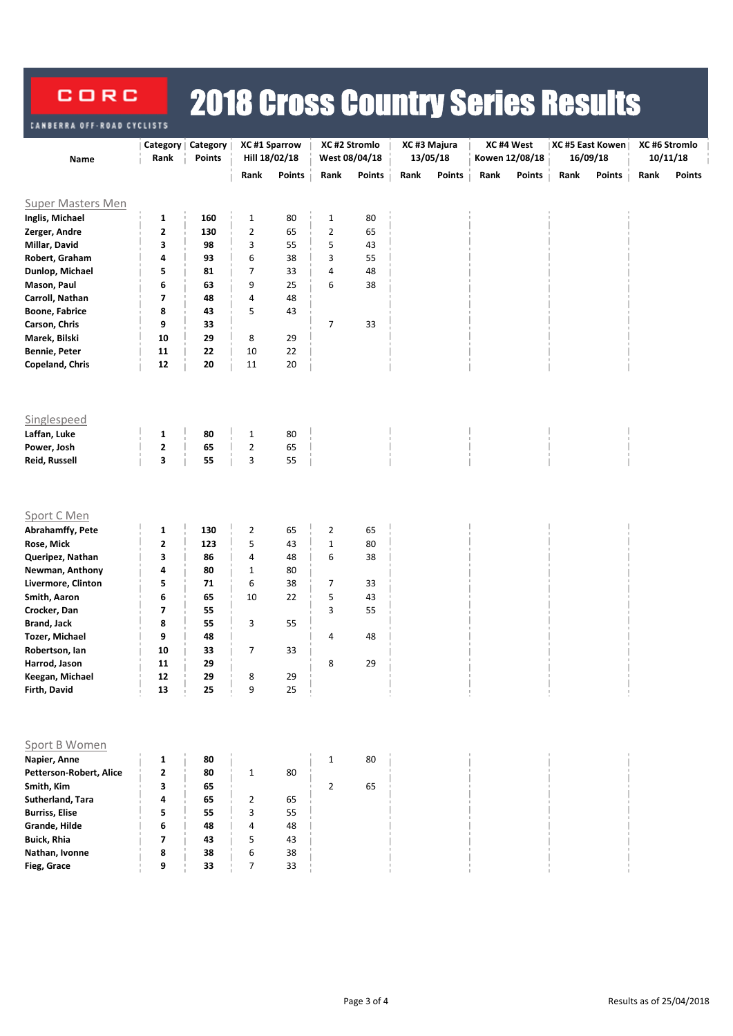CORC

CANBERRA OFF-ROAD CYCLISTS

# 2018 Cross Country Series Results

| Name | Category Rank | Category Points | XC #1 Sparrow Hill 18/02/18 | | XC #2 Stromlo West 08/04/18 | | XC #3 Majura 13/05/18 | | XC #4 West Kowen 12/08/18 | | XC #5 East Kowen 16/09/18 | | XC #6 Stromlo 10/11/18 | |
|---|---|---|---|---|---|---|---|---|---|---|---|---|---|---|
| | | | Rank | Points | Rank | Points | Rank | Points | Rank | Points | Rank | Points | Rank | Points |
| **Super Masters Men** | | | | | | | | | | | | | | |
| **Inglis, Michael** | **1** | **160** | 1 | 80 | 1 | 80 | | | | | | | | |
| **Zerger, Andre** | **2** | **130** | 2 | 65 | 2 | 65 | | | | | | | | |
| **Millar, David** | **3** | **98** | 3 | 55 | 5 | 43 | | | | | | | | |
| **Robert, Graham** | **4** | **93** | 6 | 38 | 3 | 55 | | | | | | | | |
| **Dunlop, Michael** | **5** | **81** | 7 | 33 | 4 | 48 | | | | | | | | |
| **Mason, Paul** | **6** | **63** | 9 | 25 | 6 | 38 | | | | | | | | |
| **Carroll, Nathan** | **7** | **48** | 4 | 48 | | | | | | | | | | |
| **Boone, Fabrice** | **8** | **43** | 5 | 43 | | | | | | | | | | |
| **Carson, Chris** | **9** | **33** | | | 7 | 33 | | | | | | | | |
| **Marek, Bilski** | **10** | **29** | 8 | 29 | | | | | | | | | | |
| **Bennie, Peter** | **11** | **22** | 10 | 22 | | | | | | | | | | |
| **Copeland, Chris** | **12** | **20** | 11 | 20 | | | | | | | | | | |
| **Singlespeed** | | | | | | | | | | | | | | |
| **Laffan, Luke** | **1** | **80** | 1 | 80 | | | | | | | | | | |
| **Power, Josh** | **2** | **65** | 2 | 65 | | | | | | | | | | |
| **Reid, Russell** | **3** | **55** | 3 | 55 | | | | | | | | | | |
| **Sport C Men** | | | | | | | | | | | | | | |
| **Abrahamffy, Pete** | **1** | **130** | 2 | 65 | 2 | 65 | | | | | | | | |
| **Rose, Mick** | **2** | **123** | 5 | 43 | 1 | 80 | | | | | | | | |
| **Queripez, Nathan** | **3** | **86** | 4 | 48 | 6 | 38 | | | | | | | | |
| **Newman, Anthony** | **4** | **80** | 1 | 80 | | | | | | | | | | |
| **Livermore, Clinton** | **5** | **71** | 6 | 38 | 7 | 33 | | | | | | | | |
| **Smith, Aaron** | **6** | **65** | 10 | 22 | 5 | 43 | | | | | | | | |
| **Crocker, Dan** | **7** | **55** | | | 3 | 55 | | | | | | | | |
| **Brand, Jack** | **8** | **55** | 3 | 55 | | | | | | | | | | |
| **Tozer, Michael** | **9** | **48** | | | 4 | 48 | | | | | | | | |
| **Robertson, Ian** | **10** | **33** | 7 | 33 | | | | | | | | | | |
| **Harrod, Jason** | **11** | **29** | | | 8 | 29 | | | | | | | | |
| **Keegan, Michael** | **12** | **29** | 8 | 29 | | | | | | | | | | |
| **Firth, David** | **13** | **25** | 9 | 25 | | | | | | | | | | |
| **Sport B Women** | | | | | | | | | | | | | | |
| **Napier, Anne** | **1** | **80** | | | 1 | 80 | | | | | | | | |
| **Petterson-Robert, Alice** | **2** | **80** | 1 | 80 | | | | | | | | | | |
| **Smith, Kim** | **3** | **65** | | | 2 | 65 | | | | | | | | |
| **Sutherland, Tara** | **4** | **65** | 2 | 65 | | | | | | | | | | |
| **Burriss, Elise** | **5** | **55** | 3 | 55 | | | | | | | | | | |
| **Grande, Hilde** | **6** | **48** | 4 | 48 | | | | | | | | | | |
| **Buick, Rhia** | **7** | **43** | 5 | 43 | | | | | | | | | | |
| **Nathan, Ivonne** | **8** | **38** | 6 | 38 | | | | | | | | | | |
| **Fieg, Grace** | **9** | **33** | 7 | 33 | | | | | | | | | | |

Results as of 25/04/2018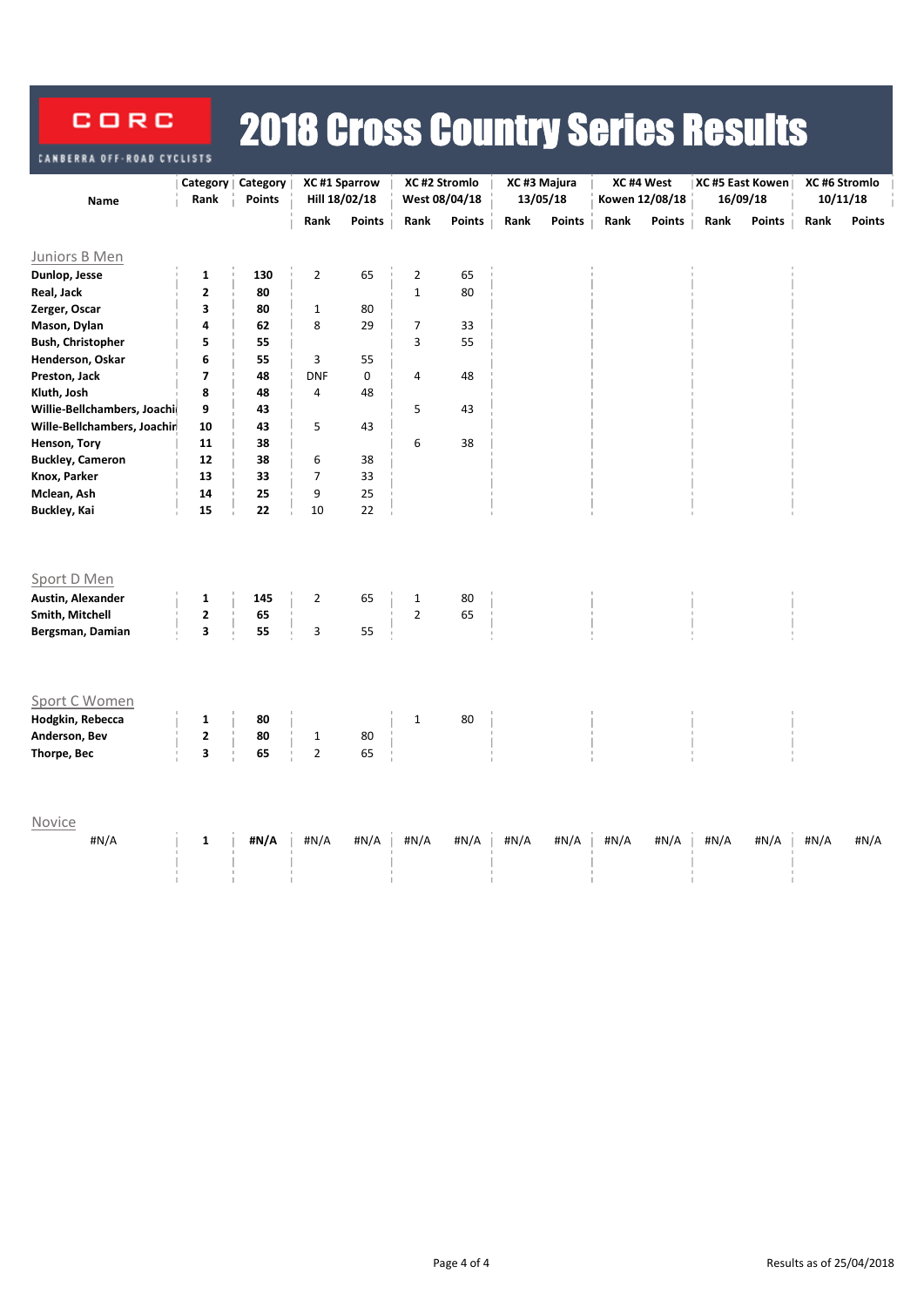# 2018 Cross Country Series Results

CORC
CANBERRA OFF-ROAD CYCLISTS

| Name | Category Rank | Category Points | XC #1 Sparrow Hill 18/02/18 | | XC #2 Stromlo West 08/04/18 | | XC #3 Majura 13/05/18 | | XC #4 West Kowen 12/08/18 | | XC #5 East Kowen 16/09/18 | | XC #6 Stromlo 10/11/18 | |
|---|---|---|---|---|---|---|---|---|---|---|---|---|---|---|
| | | | Rank | Points | Rank | Points | Rank | Points | Rank | Points | Rank | Points | Rank | Points |
| **Juniors B Men** | | | | | | | | | | | | | | |
| **Dunlop, Jesse** | **1** | **130** | 2 | 65 | 2 | 65 | | | | | | | | |
| **Real, Jack** | **2** | **80** | | | 1 | 80 | | | | | | | | |
| **Zerger, Oscar** | **3** | **80** | 1 | 80 | | | | | | | | | | |
| **Mason, Dylan** | **4** | **62** | 8 | 29 | 7 | 33 | | | | | | | | |
| **Bush, Christopher** | **5** | **55** | | | 3 | 55 | | | | | | | | |
| **Henderson, Oskar** | **6** | **55** | 3 | 55 | | | | | | | | | | |
| **Preston, Jack** | **7** | **48** | DNF | 0 | 4 | 48 | | | | | | | | |
| **Kluth, Josh** | **8** | **48** | 4 | 48 | | | | | | | | | | |
| **Willie-Bellchambers, Joachi** | **9** | **43** | | | 5 | 43 | | | | | | | | |
| **Wille-Bellchambers, Joachir** | **10** | **43** | 5 | 43 | | | | | | | | | | |
| **Henson, Tory** | **11** | **38** | | | 6 | 38 | | | | | | | | |
| **Buckley, Cameron** | **12** | **38** | 6 | 38 | | | | | | | | | | |
| **Knox, Parker** | **13** | **33** | 7 | 33 | | | | | | | | | | |
| **Mclean, Ash** | **14** | **25** | 9 | 25 | | | | | | | | | | |
| **Buckley, Kai** | **15** | **22** | 10 | 22 | | | | | | | | | | |
| **Sport D Men** | | | | | | | | | | | | | | |
| **Austin, Alexander** | **1** | **145** | 2 | 65 | 1 | 80 | | | | | | | | |
| **Smith, Mitchell** | **2** | **65** | | | 2 | 65 | | | | | | | | |
| **Bergsman, Damian** | **3** | **55** | 3 | 55 | | | | | | | | | | |
| **Sport C Women** | | | | | | | | | | | | | | |
| **Hodgkin, Rebecca** | **1** | **80** | | | 1 | 80 | | | | | | | | |
| **Anderson, Bev** | **2** | **80** | 1 | 80 | | | | | | | | | | |
| **Thorpe, Bec** | **3** | **65** | 2 | 65 | | | | | | | | | | |
| **Novice** | | | | | | | | | | | | | | |
| #N/A | **1** | **#N/A** | #N/A | #N/A | #N/A | #N/A | #N/A | #N/A | #N/A | #N/A | #N/A | #N/A | #N/A | #N/A |

Results as of 25/04/2018